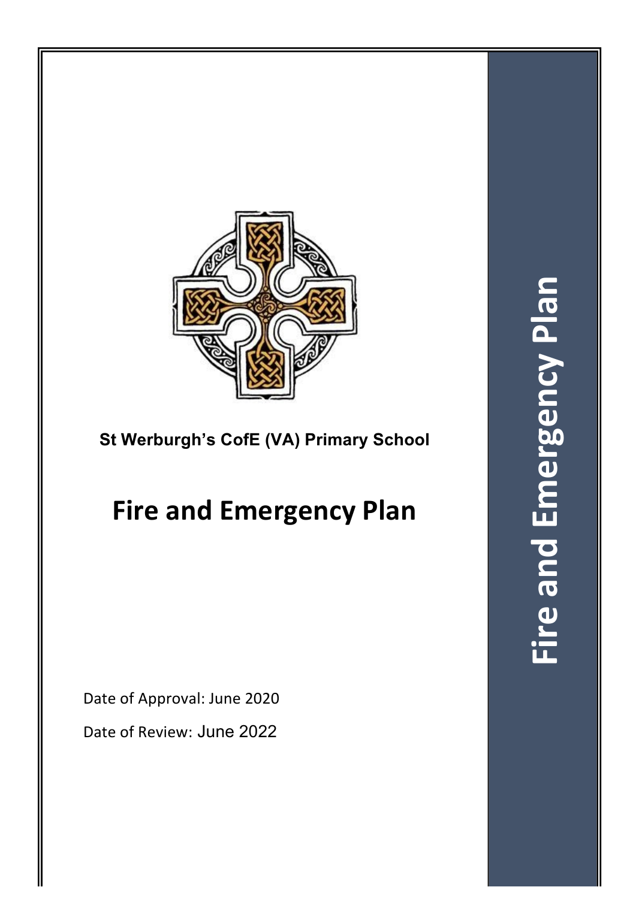**St Werburgh's CofE (VA) Primary School**

# Fire and Emergency Plan

Date of Approval: June 2020

Date of Review: June 2022

Fire and Emergency Plan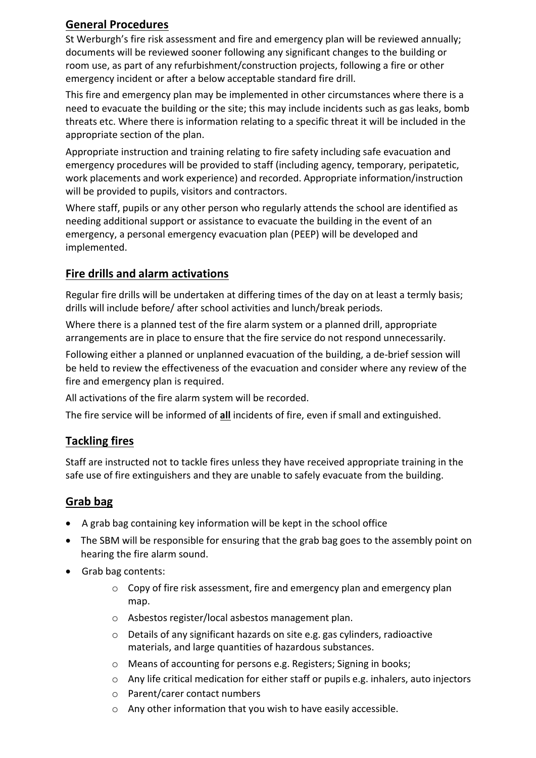## General Procedures

St Werburgh's fire risk assessment and fire and emergency plan will be reviewed annually; documents will be reviewed sooner following any significant changes to the building or room use, as part of any refurbishment/construction projects, following a fire or other emergency incident or after a below acceptable standard fire drill.

This fire and emergency plan may be implemented in other circumstances where there is a need to evacuate the building or the site; this may include incidents such as gas leaks, bomb threats etc. Where there is information relating to a specific threat it will be included in the appropriate section of the plan.

Appropriate instruction and training relating to fire safety including safe evacuation and emergency procedures will be provided to staff (including agency, temporary, peripatetic, work placements and work experience) and recorded. Appropriate information/instruction will be provided to pupils, visitors and contractors.

Where staff, pupils or any other person who regularly attends the school are identified as needing additional support or assistance to evacuate the building in the event of an emergency, a personal emergency evacuation plan (PEEP) will be developed and implemented.

## Fire drills and alarm activations

Regular fire drills will be undertaken at differing times of the day on at least a termly basis; drills will include before/ after school activities and lunch/break periods.

Where there is a planned test of the fire alarm system or a planned drill, appropriate arrangements are in place to ensure that the fire service do not respond unnecessarily.

Following either a planned or unplanned evacuation of the building, a de-brief session will be held to review the effectiveness of the evacuation and consider where any review of the fire and emergency plan is required.

All activations of the fire alarm system will be recorded.

The fire service will be informed of **all** incidents of fire, even if small and extinguished.

## Tackling fires

Staff are instructed not to tackle fires unless they have received appropriate training in the safe use of fire extinguishers and they are unable to safely evacuate from the building.

## Grab bag

- A grab bag containing key information will be kept in the school office
- The SBM will be responsible for ensuring that the grab bag goes to the assembly point on hearing the fire alarm sound.
- Grab bag contents:
  - Copy of fire risk assessment, fire and emergency plan and emergency plan map.
  - Asbestos register/local asbestos management plan.
  - Details of any significant hazards on site e.g. gas cylinders, radioactive materials, and large quantities of hazardous substances.
  - Means of accounting for persons e.g. Registers; Signing in books;
  - Any life critical medication for either staff or pupils e.g. inhalers, auto injectors
  - Parent/carer contact numbers
  - Any other information that you wish to have easily accessible.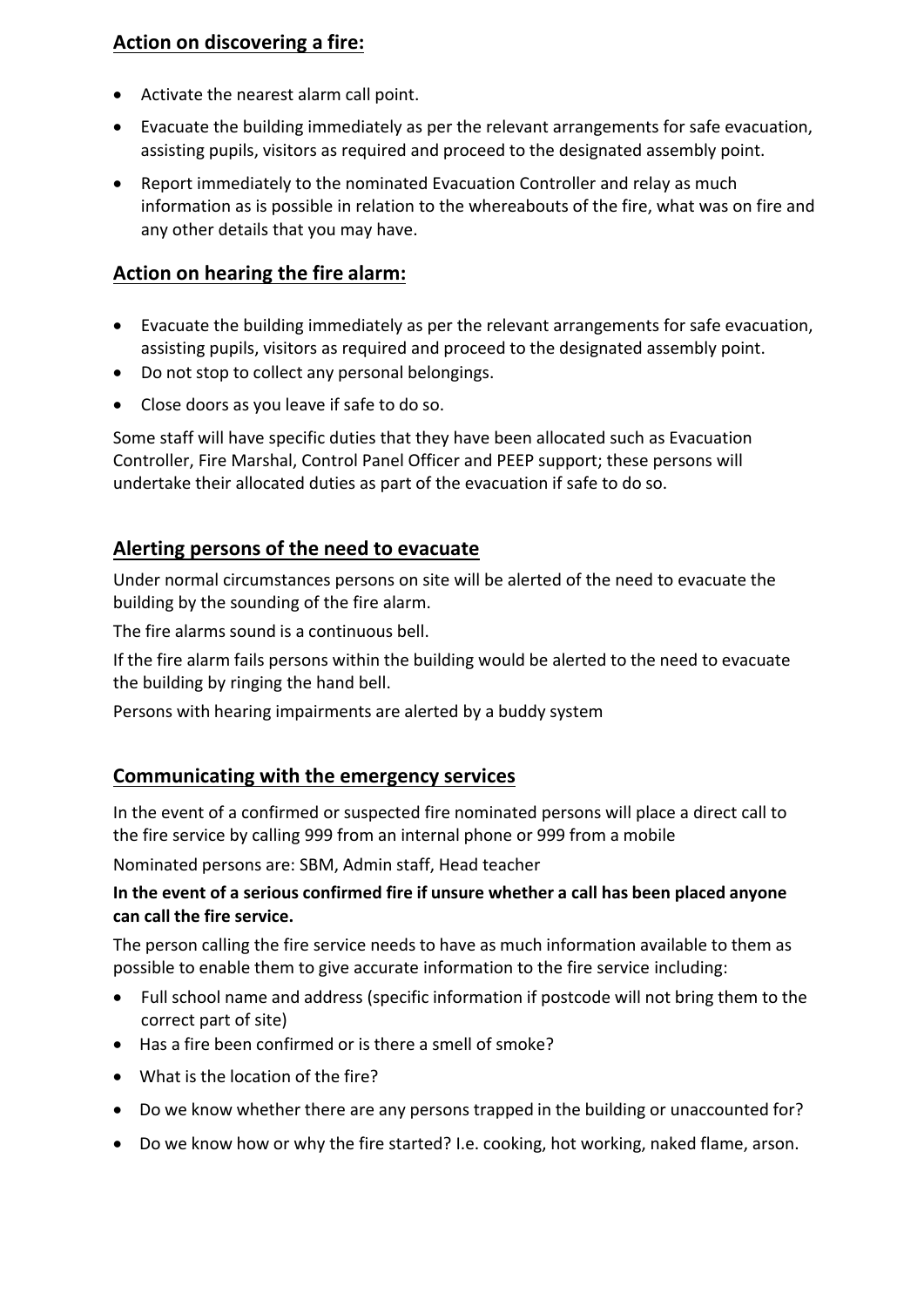## Action on discovering a fire:

- Activate the nearest alarm call point.
- Evacuate the building immediately as per the relevant arrangements for safe evacuation, assisting pupils, visitors as required and proceed to the designated assembly point.
- Report immediately to the nominated Evacuation Controller and relay as much information as is possible in relation to the whereabouts of the fire, what was on fire and any other details that you may have.

## Action on hearing the fire alarm:

- Evacuate the building immediately as per the relevant arrangements for safe evacuation, assisting pupils, visitors as required and proceed to the designated assembly point.
- Do not stop to collect any personal belongings.
- Close doors as you leave if safe to do so.

Some staff will have specific duties that they have been allocated such as Evacuation Controller, Fire Marshal, Control Panel Officer and PEEP support; these persons will undertake their allocated duties as part of the evacuation if safe to do so.

## Alerting persons of the need to evacuate

Under normal circumstances persons on site will be alerted of the need to evacuate the building by the sounding of the fire alarm.

The fire alarms sound is a continuous bell.

If the fire alarm fails persons within the building would be alerted to the need to evacuate the building by ringing the hand bell.

Persons with hearing impairments are alerted by a buddy system

## Communicating with the emergency services

In the event of a confirmed or suspected fire nominated persons will place a direct call to the fire service by calling 999 from an internal phone or 999 from a mobile

Nominated persons are: SBM, Admin staff, Head teacher

**In the event of a serious confirmed fire if unsure whether a call has been placed anyone can call the fire service.**

The person calling the fire service needs to have as much information available to them as possible to enable them to give accurate information to the fire service including:

- Full school name and address (specific information if postcode will not bring them to the correct part of site)
- Has a fire been confirmed or is there a smell of smoke?
- What is the location of the fire?
- Do we know whether there are any persons trapped in the building or unaccounted for?
- Do we know how or why the fire started? I.e. cooking, hot working, naked flame, arson.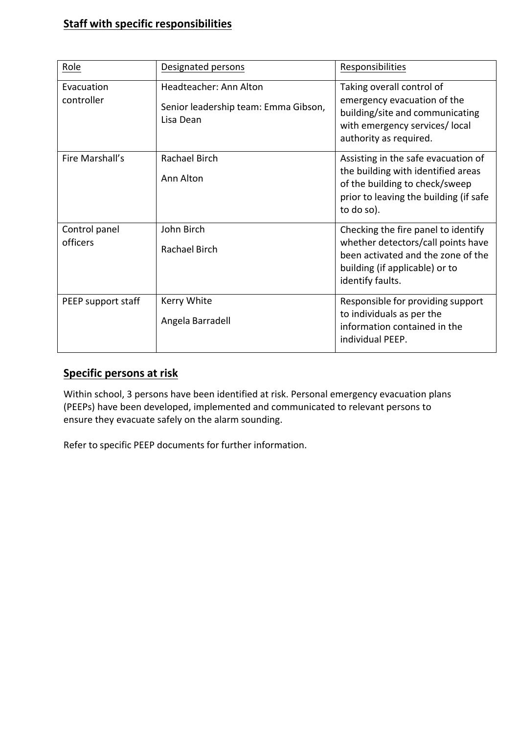## Staff with specific responsibilities

| Role | Designated persons | Responsibilities |
| --- | --- | --- |
| Evacuation controller | Headteacher: Ann Alton<br><br>Senior leadership team: Emma Gibson, Lisa Dean | Taking overall control of emergency evacuation of the building/site and communicating with emergency services/ local authority as required. |
| Fire Marshall's | Rachael Birch<br><br>Ann Alton | Assisting in the safe evacuation of the building with identified areas of the building to check/sweep prior to leaving the building (if safe to do so). |
| Control panel officers | John Birch<br><br>Rachael Birch | Checking the fire panel to identify whether detectors/call points have been activated and the zone of the building (if applicable) or to identify faults. |
| PEEP support staff | Kerry White<br><br>Angela Barradell | Responsible for providing support to individuals as per the information contained in the individual PEEP. |

## Specific persons at risk

Within school, 3 persons have been identified at risk. Personal emergency evacuation plans (PEEPs) have been developed, implemented and communicated to relevant persons to ensure they evacuate safely on the alarm sounding.

Refer to specific PEEP documents for further information.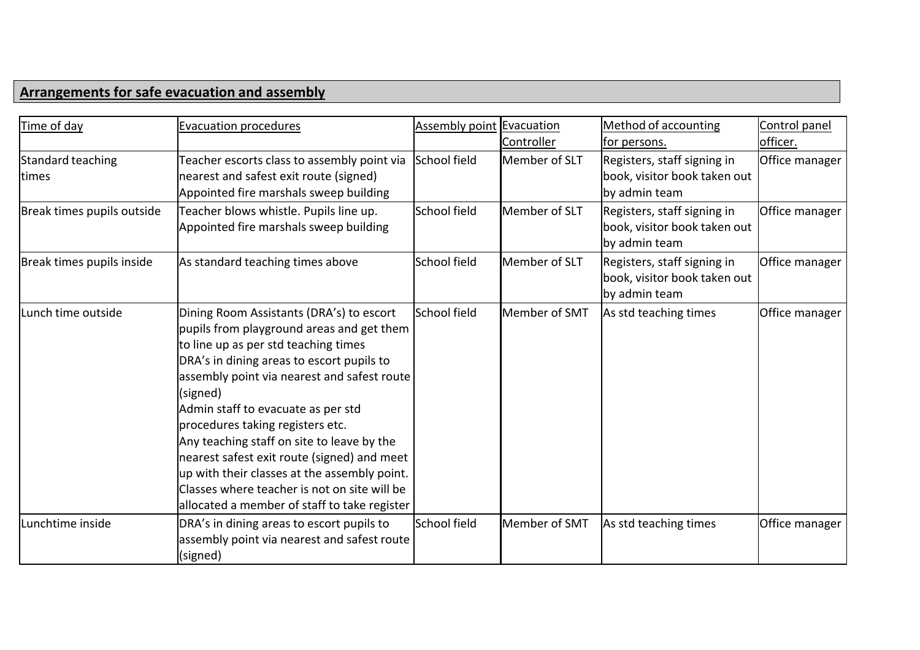## Arrangements for safe evacuation and assembly

| Time of day | Evacuation procedures | Assembly point | Evacuation Controller | Method of accounting for persons. | Control panel officer. |
|---|---|---|---|---|---|
| Standard teaching times | Teacher escorts class to assembly point via nearest and safest exit route (signed) Appointed fire marshals sweep building | School field | Member of SLT | Registers, staff signing in book, visitor book taken out by admin team | Office manager |
| Break times pupils outside | Teacher blows whistle. Pupils line up. Appointed fire marshals sweep building | School field | Member of SLT | Registers, staff signing in book, visitor book taken out by admin team | Office manager |
| Break times pupils inside | As standard teaching times above | School field | Member of SLT | Registers, staff signing in book, visitor book taken out by admin team | Office manager |
| Lunch time outside | Dining Room Assistants (DRA's) to escort pupils from playground areas and get them to line up as per std teaching times<br>DRA's in dining areas to escort pupils to assembly point via nearest and safest route (signed)<br>Admin staff to evacuate as per std procedures taking registers etc.<br>Any teaching staff on site to leave by the nearest safest exit route (signed) and meet up with their classes at the assembly point. Classes where teacher is not on site will be allocated a member of staff to take register | School field | Member of SMT | As std teaching times | Office manager |
| Lunchtime inside | DRA's in dining areas to escort pupils to assembly point via nearest and safest route (signed) | School field | Member of SMT | As std teaching times | Office manager |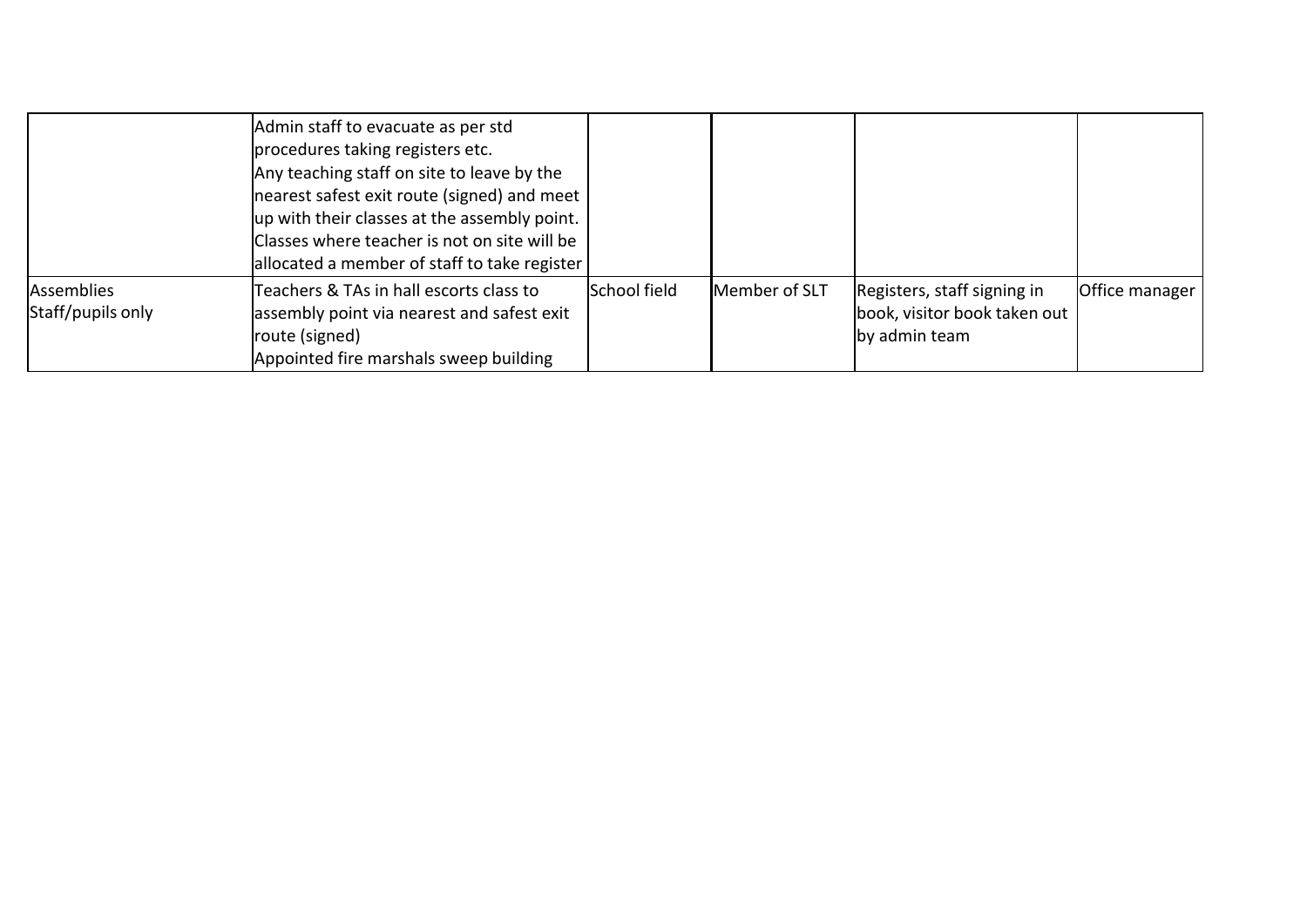| | | | | | |
|---|---|---|---|---|---|
| | Admin staff to evacuate as per std procedures taking registers etc.<br>Any teaching staff on site to leave by the nearest safest exit route (signed) and meet up with their classes at the assembly point.<br>Classes where teacher is not on site will be allocated a member of staff to take register | | | | |
| Assemblies<br>Staff/pupils only | Teachers & TAs in hall escorts class to assembly point via nearest and safest exit route (signed)<br>Appointed fire marshals sweep building | School field | Member of SLT | Registers, staff signing in book, visitor book taken out by admin team | Office manager |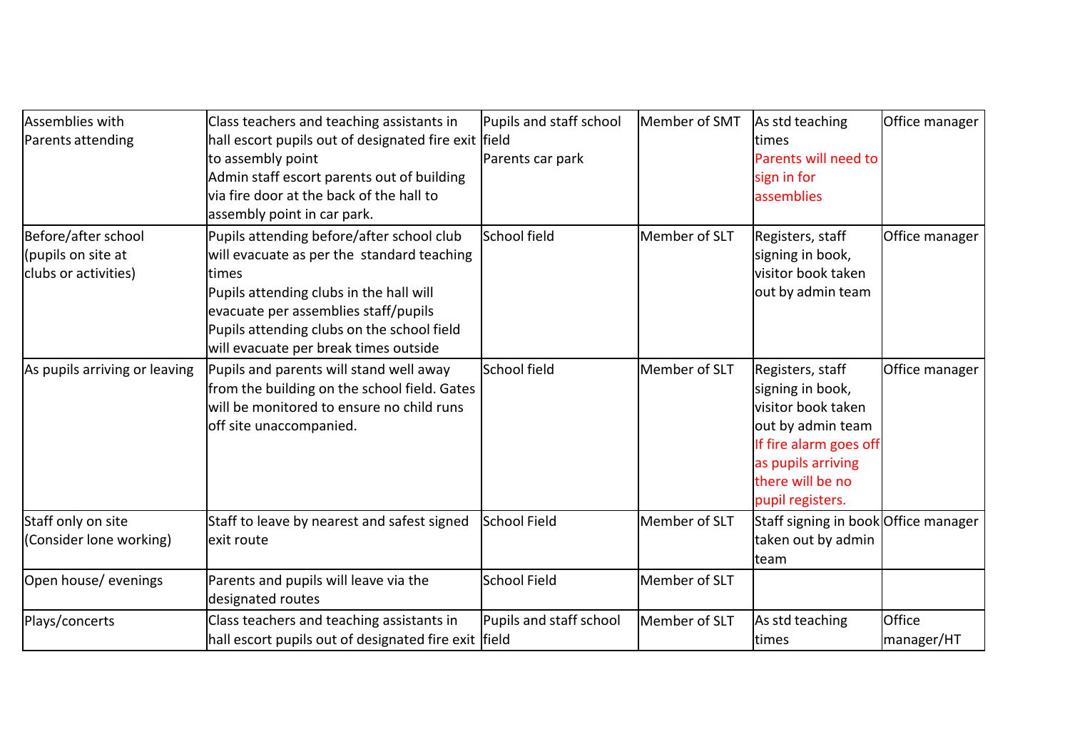| Assemblies with Parents attending | Class teachers and teaching assistants in hall escort pupils out of designated fire exit to assembly point<br>Admin staff escort parents out of building via fire door at the back of the hall to assembly point in car park. | Pupils and staff school field<br>Parents car park | Member of SMT | As std teaching times<br>Parents will need to sign in for assemblies | Office manager |
|---|---|---|---|---|---|
| Before/after school (pupils on site at clubs or activities) | Pupils attending before/after school club will evacuate as per the standard teaching times<br>Pupils attending clubs in the hall will evacuate per assemblies staff/pupils<br>Pupils attending clubs on the school field will evacuate per break times outside | School field | Member of SLT | Registers, staff signing in book, visitor book taken out by admin team | Office manager |
| As pupils arriving or leaving | Pupils and parents will stand well away from the building on the school field. Gates will be monitored to ensure no child runs off site unaccompanied. | School field | Member of SLT | Registers, staff signing in book, visitor book taken out by admin team<br>If fire alarm goes off as pupils arriving there will be no pupil registers. | Office manager |
| Staff only on site (Consider lone working) | Staff to leave by nearest and safest signed exit route | School Field | Member of SLT | Staff signing in book taken out by admin team | Office manager |
| Open house/ evenings | Parents and pupils will leave via the designated routes | School Field | Member of SLT | | |
| Plays/concerts | Class teachers and teaching assistants in hall escort pupils out of designated fire exit | Pupils and staff school field | Member of SLT | As std teaching times | Office manager/HT |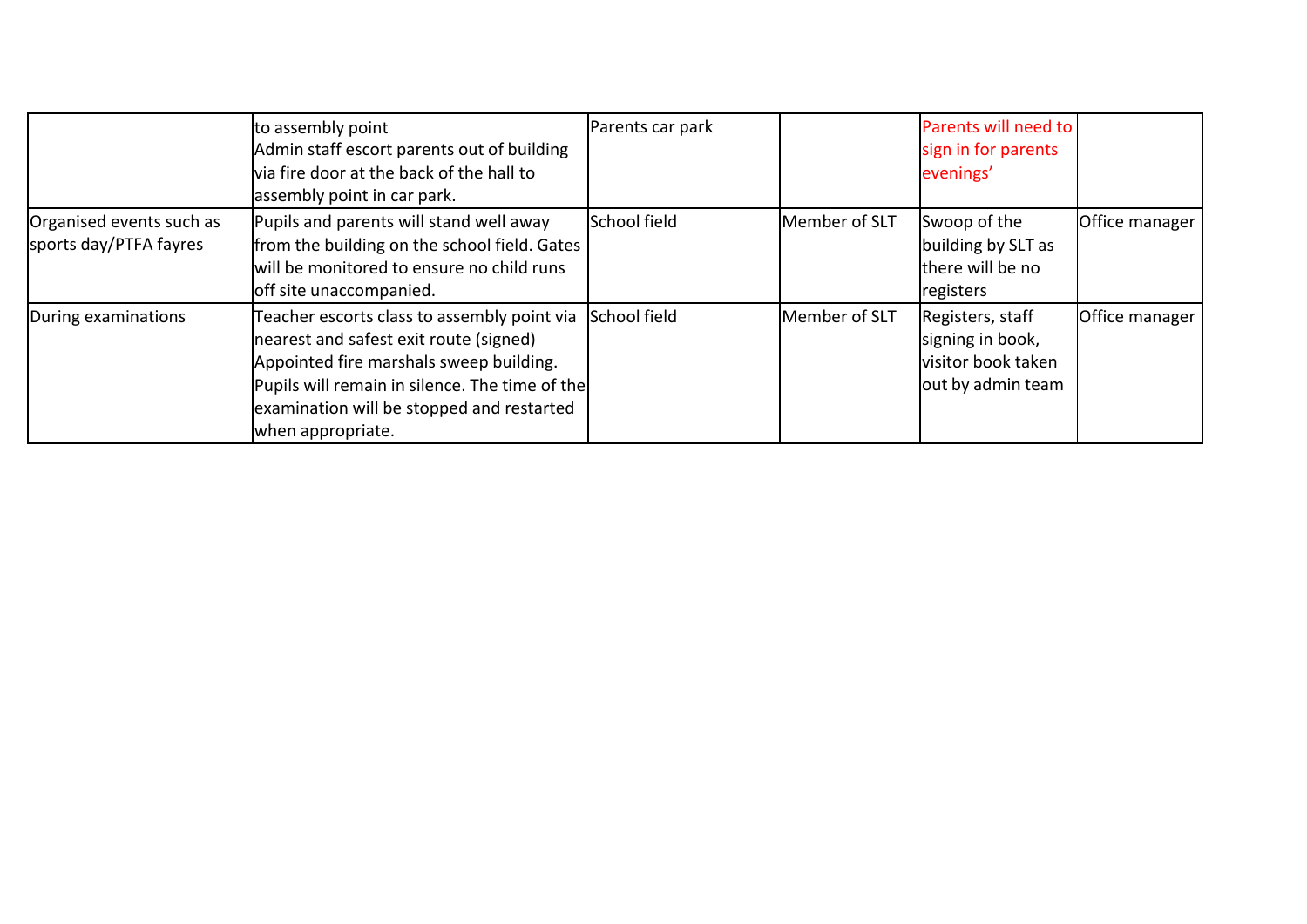| | | | | | |
|---|---|---|---|---|---|
| | to assembly point<br>Admin staff escort parents out of building via fire door at the back of the hall to assembly point in car park. | Parents car park | | Parents will need to sign in for parents evenings' | |
| Organised events such as sports day/PTFA fayres | Pupils and parents will stand well away from the building on the school field. Gates will be monitored to ensure no child runs off site unaccompanied. | School field | Member of SLT | Swoop of the building by SLT as there will be no registers | Office manager |
| During examinations | Teacher escorts class to assembly point via nearest and safest exit route (signed)<br>Appointed fire marshals sweep building.<br>Pupils will remain in silence. The time of the examination will be stopped and restarted when appropriate. | School field | Member of SLT | Registers, staff signing in book, visitor book taken out by admin team | Office manager |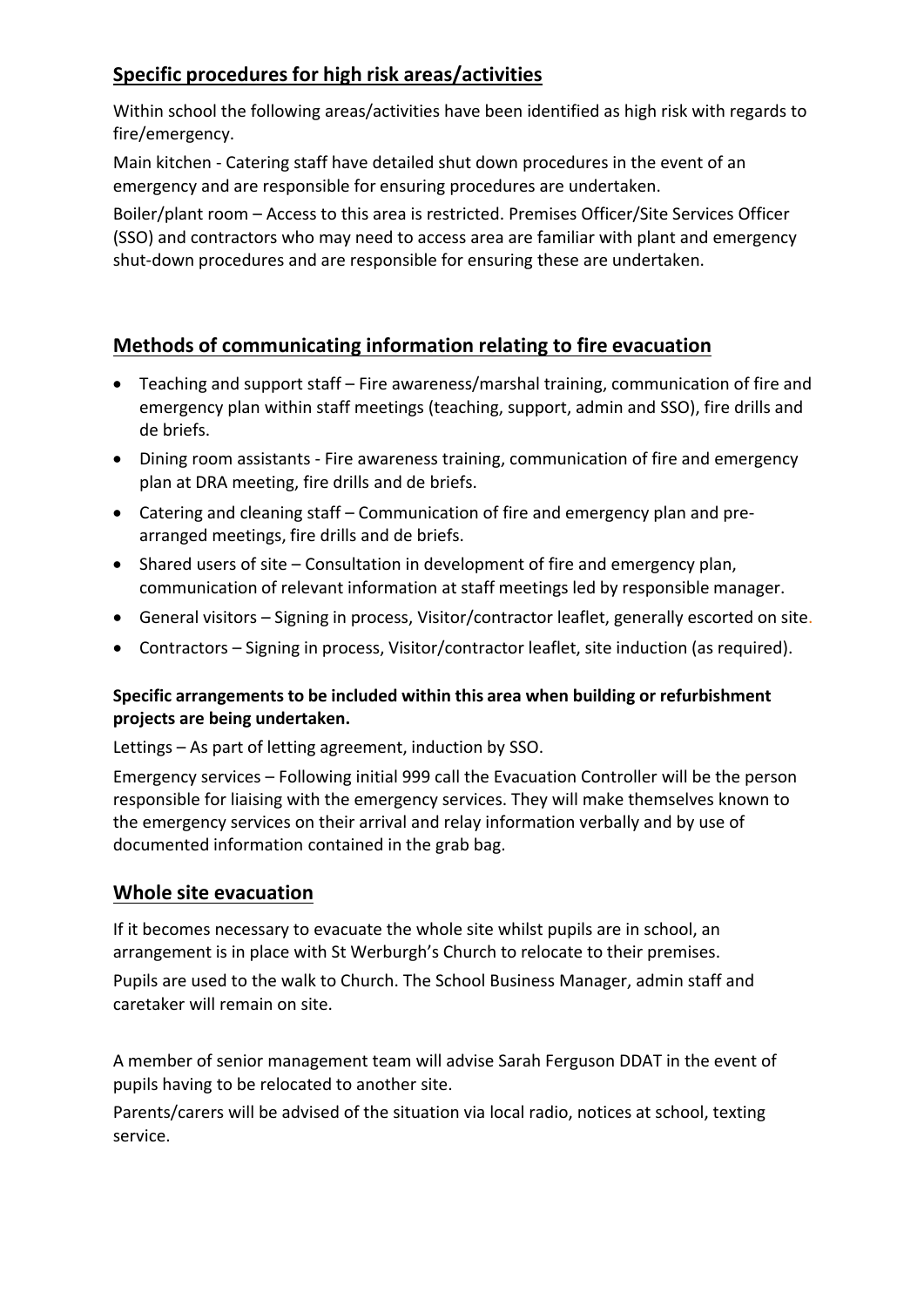## Specific procedures for high risk areas/activities

Within school the following areas/activities have been identified as high risk with regards to fire/emergency.

Main kitchen - Catering staff have detailed shut down procedures in the event of an emergency and are responsible for ensuring procedures are undertaken.

Boiler/plant room – Access to this area is restricted. Premises Officer/Site Services Officer (SSO) and contractors who may need to access area are familiar with plant and emergency shut-down procedures and are responsible for ensuring these are undertaken.

## Methods of communicating information relating to fire evacuation

- Teaching and support staff – Fire awareness/marshal training, communication of fire and emergency plan within staff meetings (teaching, support, admin and SSO), fire drills and de briefs.
- Dining room assistants - Fire awareness training, communication of fire and emergency plan at DRA meeting, fire drills and de briefs.
- Catering and cleaning staff – Communication of fire and emergency plan and pre-arranged meetings, fire drills and de briefs.
- Shared users of site – Consultation in development of fire and emergency plan, communication of relevant information at staff meetings led by responsible manager.
- General visitors – Signing in process, Visitor/contractor leaflet, generally escorted on site.
- Contractors – Signing in process, Visitor/contractor leaflet, site induction (as required).

**Specific arrangements to be included within this area when building or refurbishment projects are being undertaken.**

Lettings – As part of letting agreement, induction by SSO.

Emergency services – Following initial 999 call the Evacuation Controller will be the person responsible for liaising with the emergency services. They will make themselves known to the emergency services on their arrival and relay information verbally and by use of documented information contained in the grab bag.

## Whole site evacuation

If it becomes necessary to evacuate the whole site whilst pupils are in school, an arrangement is in place with St Werburgh's Church to relocate to their premises.

Pupils are used to the walk to Church. The School Business Manager, admin staff and caretaker will remain on site.

A member of senior management team will advise Sarah Ferguson DDAT in the event of pupils having to be relocated to another site.

Parents/carers will be advised of the situation via local radio, notices at school, texting service.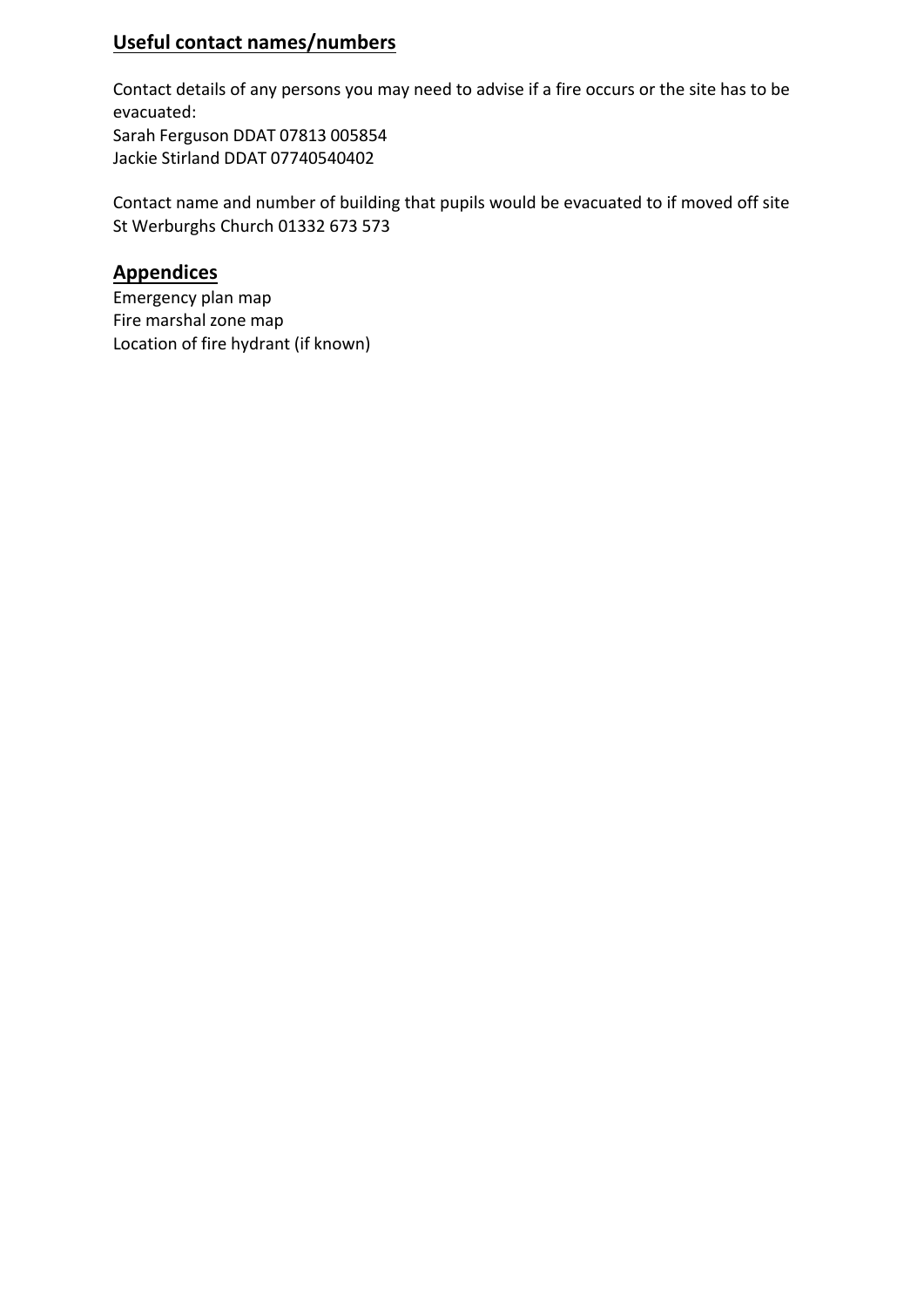## Useful contact names/numbers

Contact details of any persons you may need to advise if a fire occurs or the site has to be evacuated:
Sarah Ferguson DDAT 07813 005854
Jackie Stirland DDAT 07740540402

Contact name and number of building that pupils would be evacuated to if moved off site
St Werburghs Church 01332 673 573

## Appendices

Emergency plan map
Fire marshal zone map
Location of fire hydrant (if known)